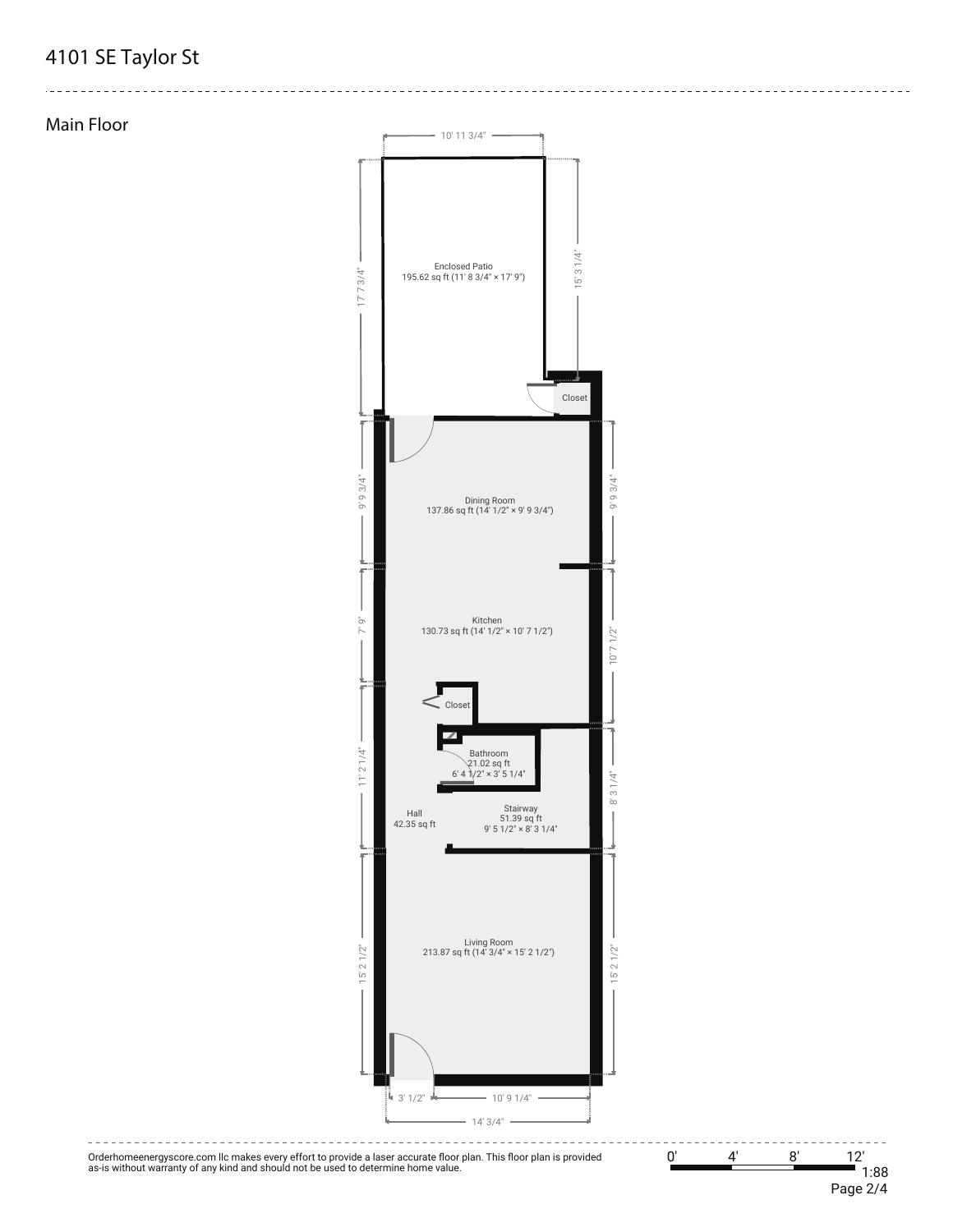# 4101 SE Taylor St

## Main Floor

Enclosed Patio
195.62 sq ft (11' 8 3/4" × 17' 9")

Closet

Dining Room
137.86 sq ft (14' 1/2" × 9' 9 3/4")

Kitchen
130.73 sq ft (14' 1/2" × 10' 7 1/2")

Closet

Bathroom
21.02 sq ft
6' 4 1/2" × 3' 5 1/4"

Hall
42.35 sq ft

Stairway
51.39 sq ft
9' 5 1/2" × 8' 3 1/4"

Living Room
213.87 sq ft (14' 3/4" × 15' 2 1/2")

Dimensions: 10' 11 3/4", 17' 7 3/4", 15' 3 1/4", 9' 9 3/4", 9' 9 3/4", 7' 9", 10' 7 1/2", 11' 2 1/4", 8' 3 1/4", 15' 2 1/2", 15' 2 1/2", 3' 1/2", 10' 9 1/4", 14' 3/4"

Orderhomeenergyscore.com llc makes every effort to provide a laser accurate floor plan. This floor plan is provided as-is without warranty of any kind and should not be used to determine home value.

0' 4' 8' 12'
1:88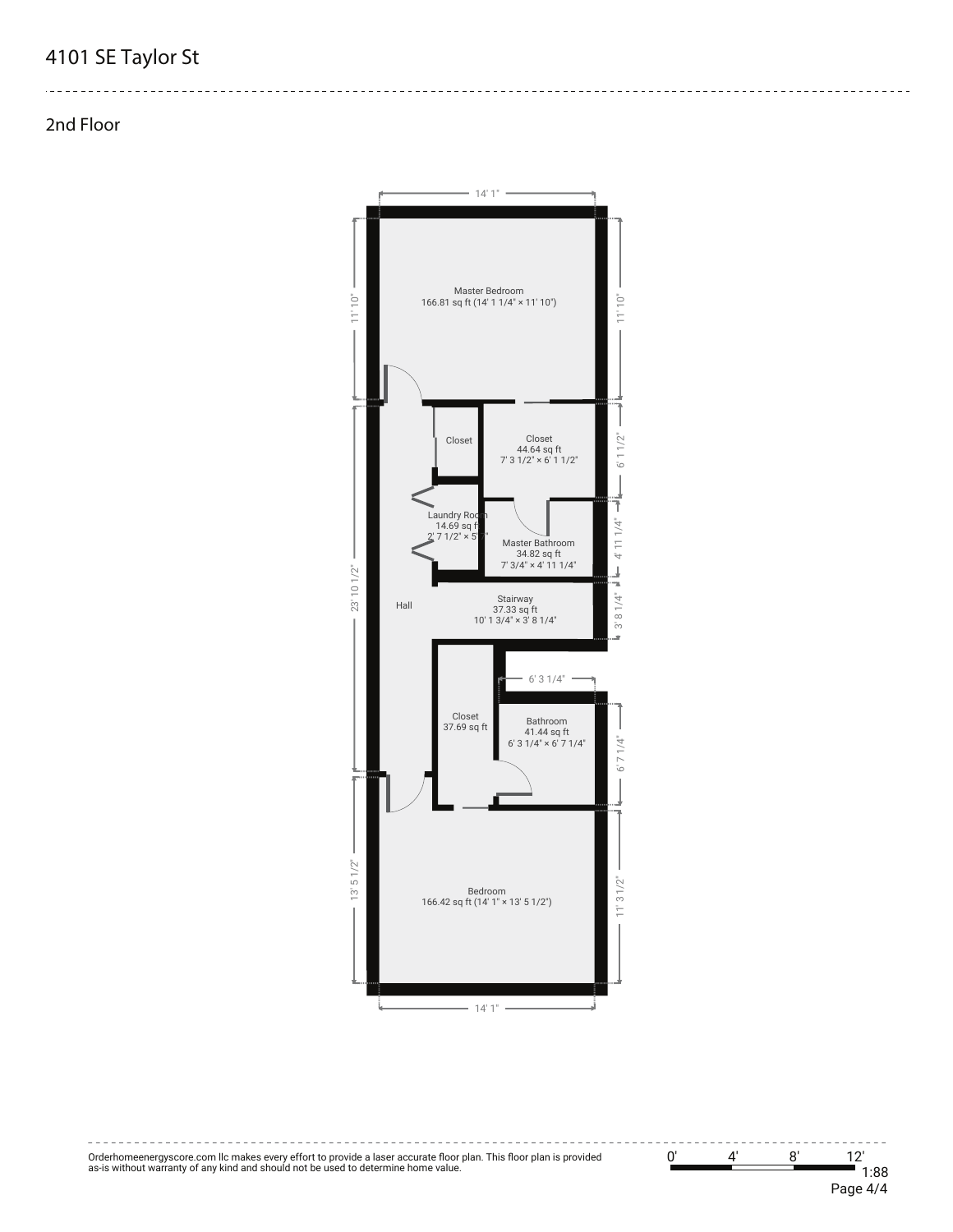# 4101 SE Taylor St

## 2nd Floor

Master Bedroom
166.81 sq ft (14' 1 1/4" × 11' 10")

Closet

Closet
44.64 sq ft
7' 3 1/2" × 6' 1 1/2"

Laundry Room
14.69 sq ft
2' 7 1/2" × 5'

Master Bathroom
34.82 sq ft
7' 3/4" × 4' 11 1/4"

Hall

Stairway
37.33 sq ft
10' 1 3/4" × 3' 8 1/4"

Closet
37.69 sq ft

Bathroom
41.44 sq ft
6' 3 1/4" × 6' 7 1/4"

Bedroom
166.42 sq ft (14' 1" × 13' 5 1/2")

Dimensions: 14' 1" · 11' 10" · 11' 10" · 6' 1 1/2" · 4' 11 1/4" · 3' 8 1/4" · 23' 10 1/2" · 6' 3 1/4" · 6' 7 1/4" · 13' 5 1/2" · 11' 3 1/2" · 14' 1"

Orderhomeenergyscore.com llc makes every effort to provide a laser accurate floor plan. This floor plan is provided as-is without warranty of any kind and should not be used to determine home value.

0' 4' 8' 12'
1:88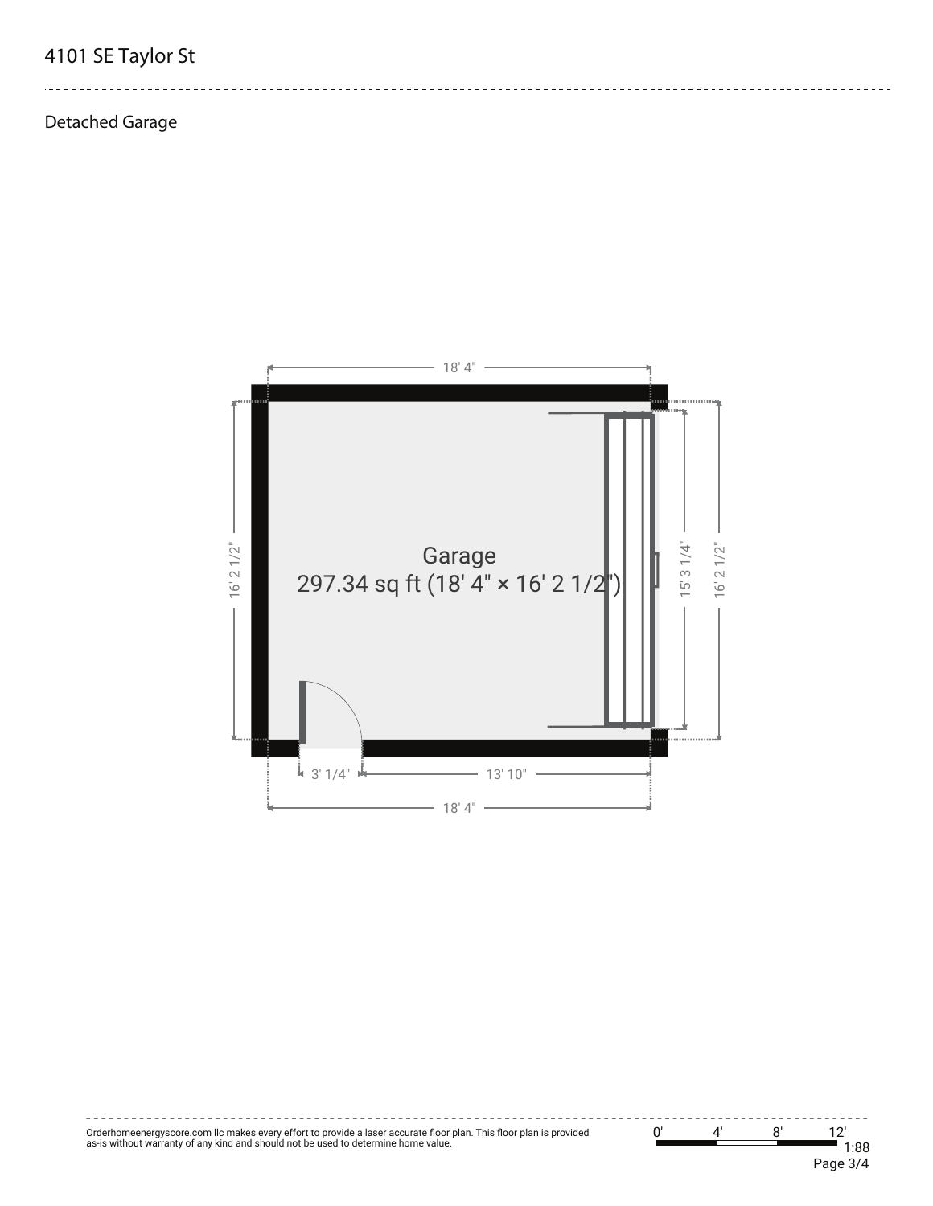# 4101 SE Taylor St

## Detached Garage

18' 4"

16' 2 1/2"

Garage
297.34 sq ft (18' 4" × 16' 2 1/2")

15' 3 1/4"

16' 2 1/2"

3' 1/4"

13' 10"

18' 4"

Orderhomeenergyscore.com llc makes every effort to provide a laser accurate floor plan. This floor plan is provided as-is without warranty of any kind and should not be used to determine home value.

0' 4' 8' 12'
1:88